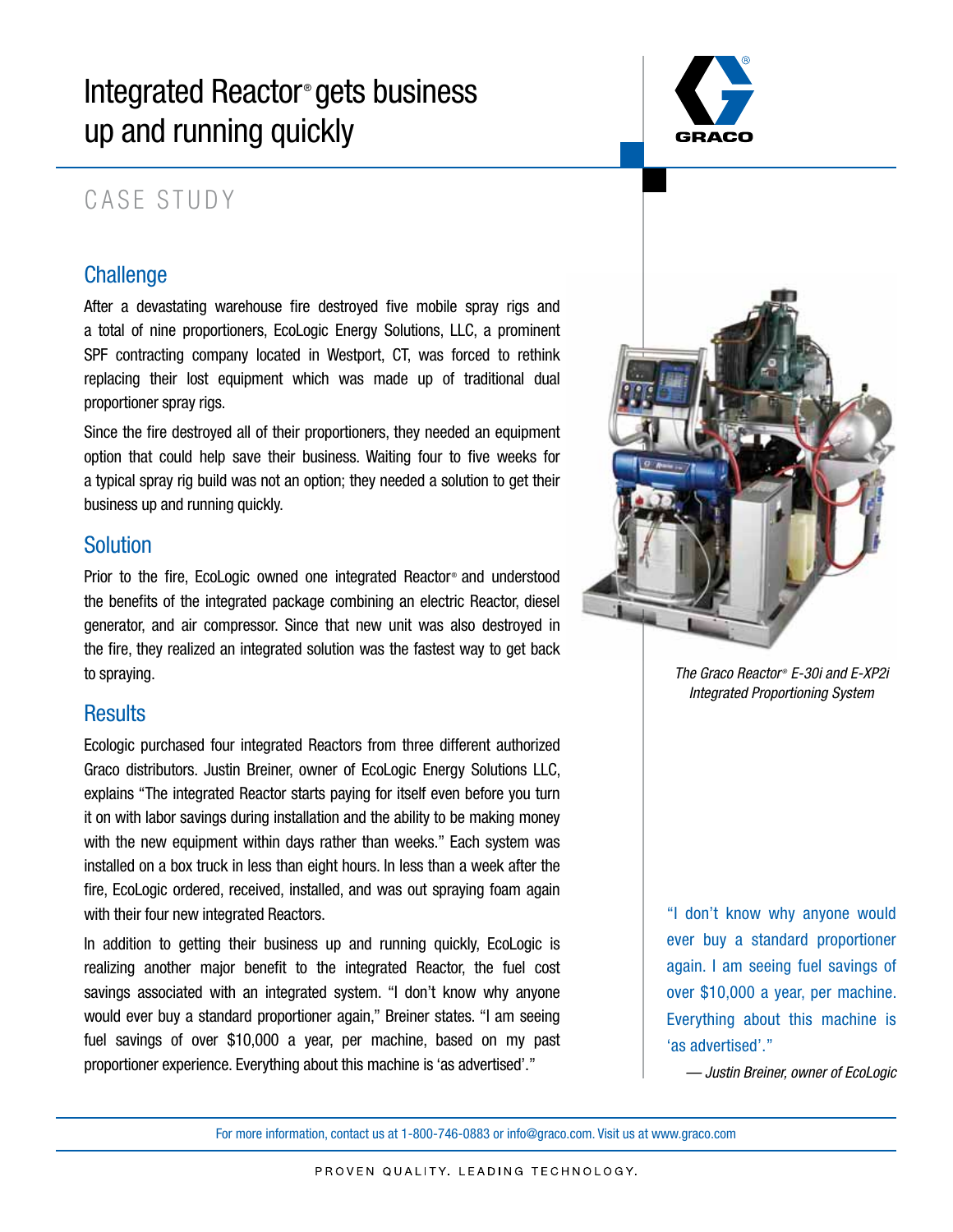# Integrated Reactor® gets business up and running quickly

CASE STUDY

## Challenge

After a devastating warehouse fire destroyed five mobile spray rigs and a total of nine proportioners, EcoLogic Energy Solutions, LLC, a prominent SPF contracting company located in Westport, CT, was forced to rethink replacing their lost equipment which was made up of traditional dual proportioner spray rigs.

Since the fire destroyed all of their proportioners, they needed an equipment option that could help save their business. Waiting four to five weeks for a typical spray rig build was not an option; they needed a solution to get their business up and running quickly.

## Solution

Prior to the fire, EcoLogic owned one integrated Reactor® and understood the benefits of the integrated package combining an electric Reactor, diesel generator, and air compressor. Since that new unit was also destroyed in the fire, they realized an integrated solution was the fastest way to get back to spraying.

*The Graco Reactor® E-30i and E-XP2i Integrated Proportioning System*

## Results

Ecologic purchased four integrated Reactors from three different authorized Graco distributors. Justin Breiner, owner of EcoLogic Energy Solutions LLC, explains "The integrated Reactor starts paying for itself even before you turn it on with labor savings during installation and the ability to be making money with the new equipment within days rather than weeks." Each system was installed on a box truck in less than eight hours. In less than a week after the fire, EcoLogic ordered, received, installed, and was out spraying foam again with their four new integrated Reactors.

In addition to getting their business up and running quickly, EcoLogic is realizing another major benefit to the integrated Reactor, the fuel cost savings associated with an integrated system. "I don't know why anyone would ever buy a standard proportioner again," Breiner states. "I am seeing fuel savings of over $10,000 a year, per machine, based on my past proportioner experience. Everything about this machine is 'as advertised'."

> "I don't know why anyone would ever buy a standard proportioner again. I am seeing fuel savings of over $10,000 a year, per machine. Everything about this machine is 'as advertised'."
>
> — *Justin Breiner, owner of EcoLogic*

For more information, contact us at 1-800-746-0883 or info@graco.com. Visit us at www.graco.com

PROVEN QUALITY. LEADING TECHNOLOGY.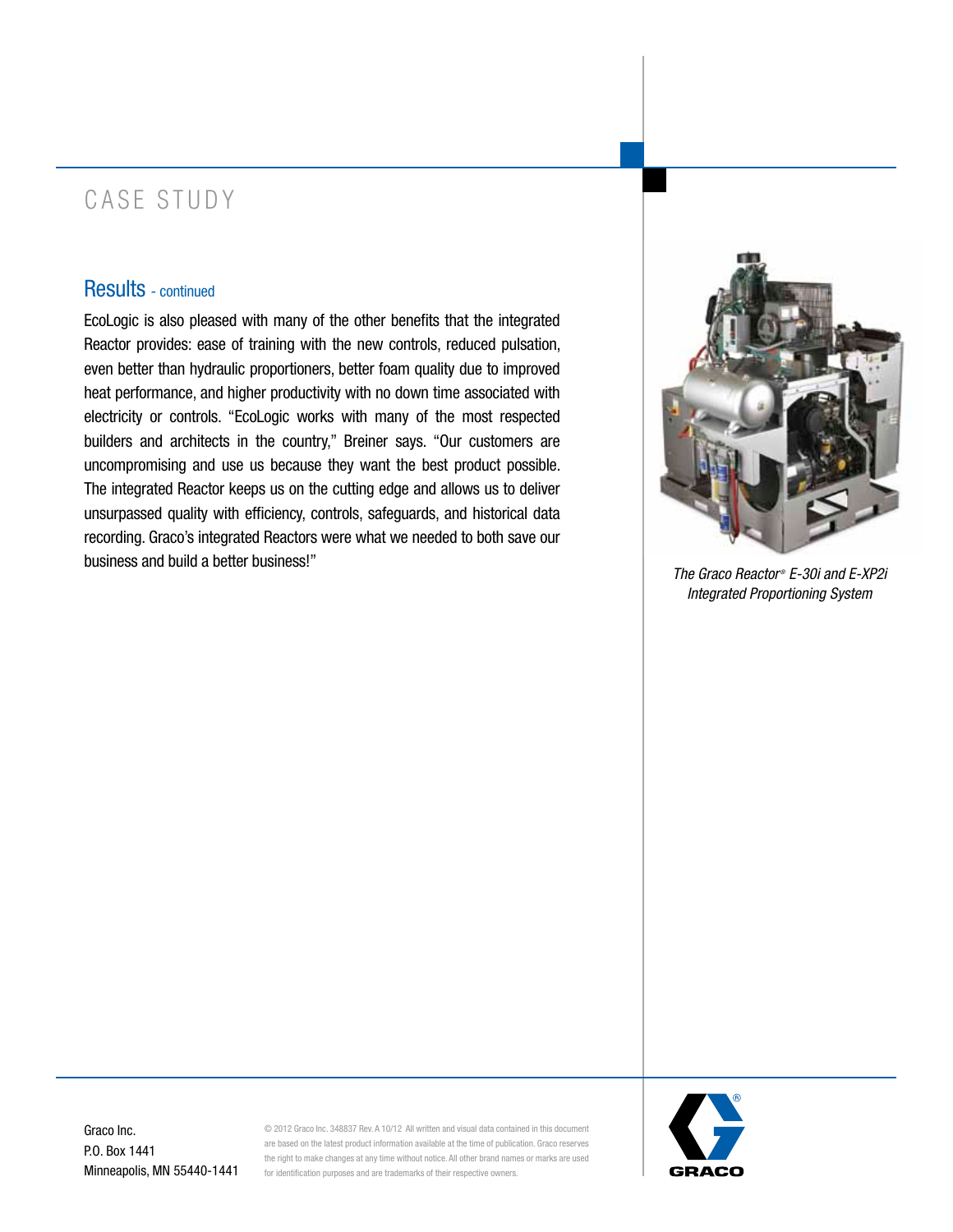CASE STUDY

## Results - continued

EcoLogic is also pleased with many of the other benefits that the integrated Reactor provides: ease of training with the new controls, reduced pulsation, even better than hydraulic proportioners, better foam quality due to improved heat performance, and higher productivity with no down time associated with electricity or controls. "EcoLogic works with many of the most respected builders and architects in the country," Breiner says. "Our customers are uncompromising and use us because they want the best product possible. The integrated Reactor keeps us on the cutting edge and allows us to deliver unsurpassed quality with efficiency, controls, safeguards, and historical data recording. Graco's integrated Reactors were what we needed to both save our business and build a better business!"

*The Graco Reactor® E-30i and E-XP2i Integrated Proportioning System*

Graco Inc.
P.O. Box 1441
Minneapolis, MN 55440-1441

© 2012 Graco Inc. 348837 Rev. A 10/12 All written and visual data contained in this document are based on the latest product information available at the time of publication. Graco reserves the right to make changes at any time without notice. All other brand names or marks are used for identification purposes and are trademarks of their respective owners.

GRACO